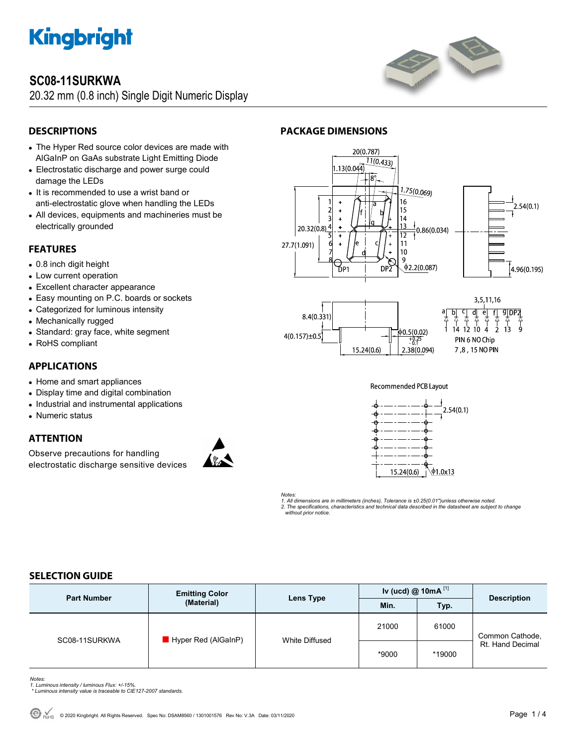# SC08-11SURKWA

20.32 mm (0.8 inch) Single Digit Numeric Display

## DESCRIPTIONS

- The Hyper Red source color devices are made with AlGaInP on GaAs substrate Light Emitting Diode
- Electrostatic discharge and power surge could damage the LEDs
- It is recommended to use a wrist band or anti-electrostatic glove when handling the LEDs
- All devices, equipments and machineries must be electrically grounded

## FEATURES

- 0.8 inch digit height
- Low current operation
- Excellent character appearance
- Easy mounting on P.C. boards or sockets
- Categorized for luminous intensity
- Mechanically rugged
- Standard: gray face, white segment
- RoHS compliant

## APPLICATIONS

- Home and smart appliances
- Display time and digital combination
- Industrial and instrumental applications
- Numeric status

## ATTENTION

Observe precautions for handling electrostatic discharge sensitive devices

## PACKAGE DIMENSIONS

PIN 6 NO Chip
7 ,8 , 15 NO PIN

Recommended PCB Layout

*Notes:*
*1. All dimensions are in millimeters (inches), Tolerance is ±0.25(0.01")unless otherwise noted.*
*2. The specifications, characteristics and technical data described in the datasheet are subject to change without prior notice.*

## SELECTION GUIDE

| Part Number | Emitting Color (Material) | Lens Type | Iv (ucd) @ 10mA [1] | | Description |
|---|---|---|---|---|---|
| | | | Min. | Typ. | |
| SC08-11SURKWA | Hyper Red (AlGaInP) | White Diffused | 21000 | 61000 | Common Cathode, Rt. Hand Decimal |
| | | | *9000 | *19000 | |

*Notes:*
*1. Luminous intensity / luminous Flux: +/-15%.*
*\* Luminous intensity value is traceable to CIE127-2007 standards.*

© 2020 Kingbright. All Rights Reserved. Spec No: DSAM8560 / 1301001576 Rev No: V.3A Date: 03/11/2020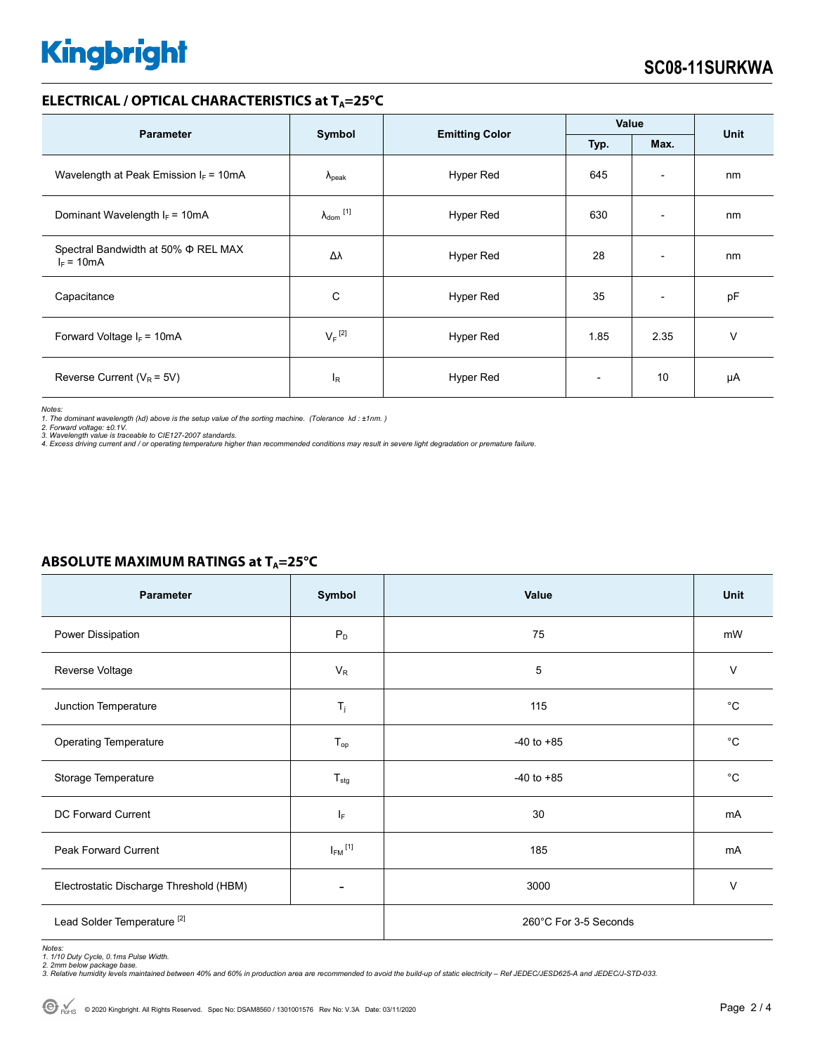## ELECTRICAL / OPTICAL CHARACTERISTICS at $T_A$=25°C

| Parameter | Symbol | Emitting Color | Value | | Unit |
|---|---|---|---|---|---|
| | | | Typ. | Max. | |
| Wavelength at Peak Emission $I_F$ = 10mA | $\lambda_{peak}$ | Hyper Red | 645 | - | nm |
| Dominant Wavelength $I_F$ = 10mA | $\lambda_{dom}$ [1] | Hyper Red | 630 | - | nm |
| Spectral Bandwidth at 50% Φ REL MAX $I_F$ = 10mA | Δλ | Hyper Red | 28 | - | nm |
| Capacitance | C | Hyper Red | 35 | - | pF |
| Forward Voltage $I_F$ = 10mA | $V_F$ [2] | Hyper Red | 1.85 | 2.35 | V |
| Reverse Current ($V_R$ = 5V) | $I_R$ | Hyper Red | - | 10 | μA |

*Notes:*
*1. The dominant wavelength (λd) above is the setup value of the sorting machine. (Tolerance λd : ±1nm. )*
*2. Forward voltage: ±0.1V.*
*3. Wavelength value is traceable to CIE127-2007 standards.*
*4. Excess driving current and / or operating temperature higher than recommended conditions may result in severe light degradation or premature failure.*

## ABSOLUTE MAXIMUM RATINGS at $T_A$=25°C

| Parameter | Symbol | Value | Unit |
|---|---|---|---|
| Power Dissipation | $P_D$ | 75 | mW |
| Reverse Voltage | $V_R$ | 5 | V |
| Junction Temperature | $T_j$ | 115 | °C |
| Operating Temperature | $T_{op}$ | -40 to +85 | °C |
| Storage Temperature | $T_{stg}$ | -40 to +85 | °C |
| DC Forward Current | $I_F$ | 30 | mA |
| Peak Forward Current | $I_{FM}$ [1] | 185 | mA |
| Electrostatic Discharge Threshold (HBM) | - | 3000 | V |
| Lead Solder Temperature [2] | | 260°C For 3-5 Seconds | |

*Notes:*
*1. 1/10 Duty Cycle, 0.1ms Pulse Width.*
*2. 2mm below package base.*
*3. Relative humidity levels maintained between 40% and 60% in production area are recommended to avoid the build-up of static electricity – Ref JEDEC/JESD625-A and JEDEC/J-STD-033.*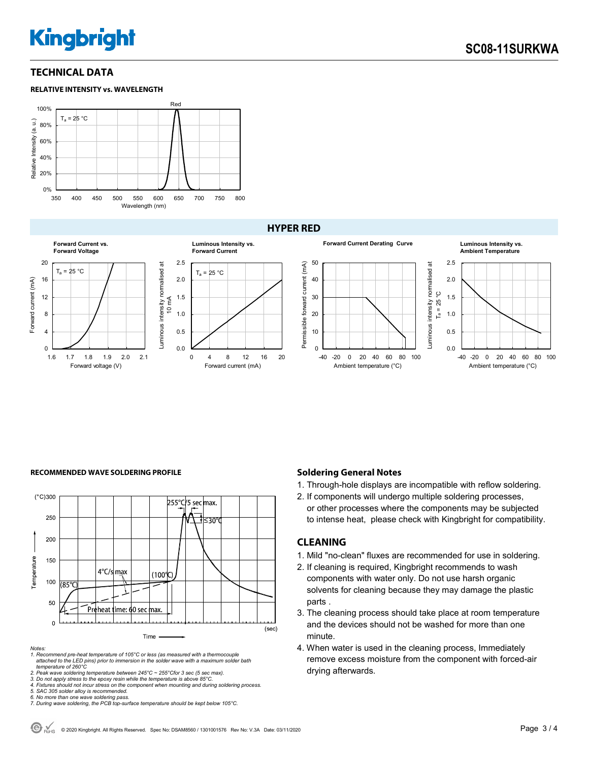## TECHNICAL DATA

### RELATIVE INTENSITY vs. WAVELENGTH

### HYPER RED

Forward Current vs. Forward Voltage

Luminous Intensity vs. Forward Current

Forward Current Derating Curve

Luminous Intensity vs. Ambient Temperature

### RECOMMENDED WAVE SOLDERING PROFILE

Notes:
1. Recommend pre-heat temperature of 105°C or less (as measured with a thermocouple attached to the LED pins) prior to immersion in the solder wave with a maximum solder bath temperature of 260°C
2. Peak wave soldering temperature between 245°C ~ 255°Cfor 3 sec (5 sec max).
3. Do not apply stress to the epoxy resin while the temperature is above 85°C.
4. Fixtures should not incur stress on the component when mounting and during soldering process.
5. SAC 305 solder alloy is recommended.
6. No more than one wave soldering pass.
7. During wave soldering, the PCB top-surface temperature should be kept below 105°C.

### Soldering General Notes

1. Through-hole displays are incompatible with reflow soldering.
2. If components will undergo multiple soldering processes, or other processes where the components may be subjected to intense heat, please check with Kingbright for compatibility.

## CLEANING

1. Mild "no-clean" fluxes are recommended for use in soldering.
2. If cleaning is required, Kingbright recommends to wash components with water only. Do not use harsh organic solvents for cleaning because they may damage the plastic parts .
3. The cleaning process should take place at room temperature and the devices should not be washed for more than one minute.
4. When water is used in the cleaning process, Immediately remove excess moisture from the component with forced-air drying afterwards.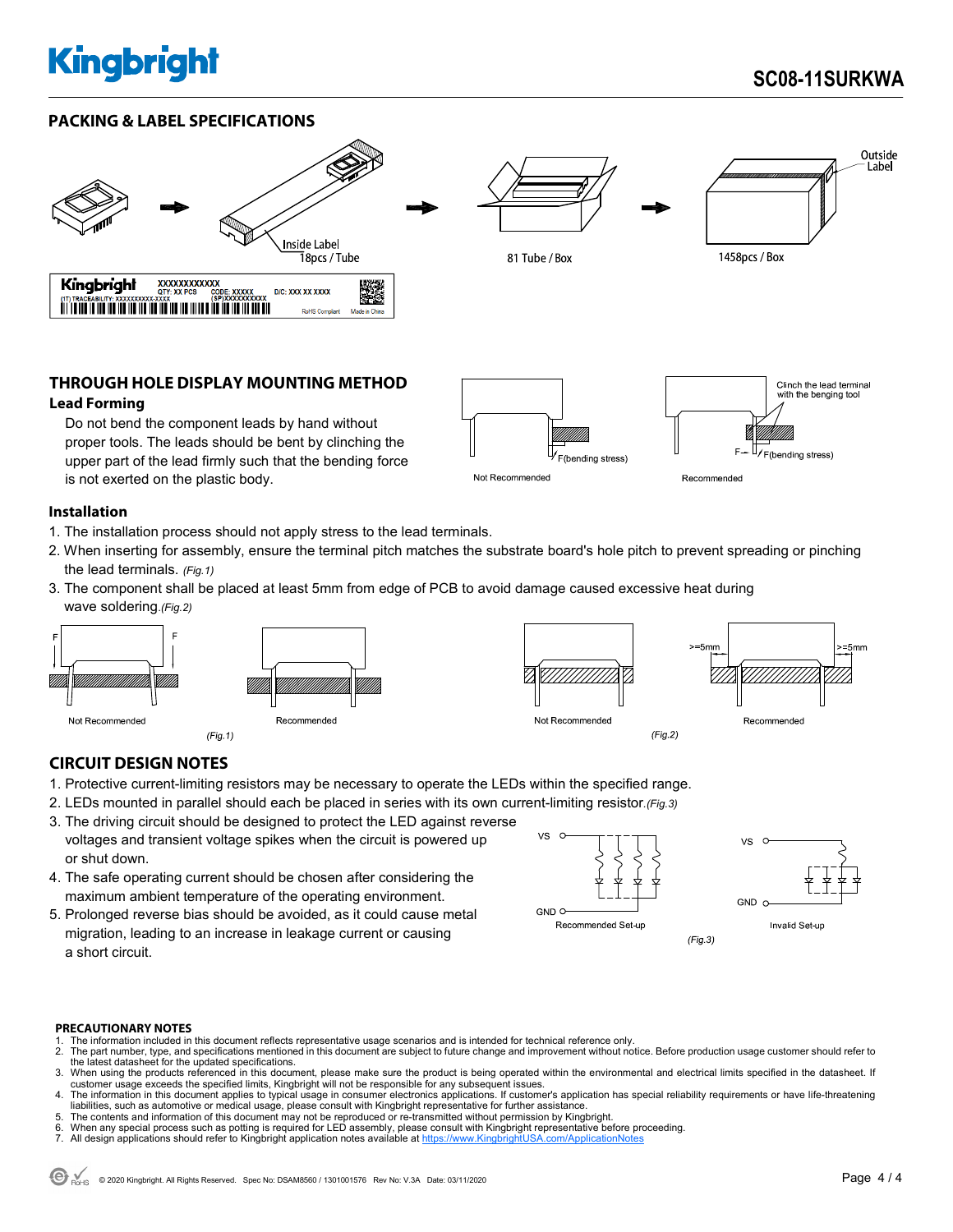## PACKING & LABEL SPECIFICATIONS

Inside Label
18pcs / Tube

81 Tube / Box

1458pcs / Box

Outside Label

Kingbright XXXXXXXXXXXX
QTY: XX PCS CODE: XXXXX D/C: XXX XX XXXX
(1T) TRACEABILITY: XXXXXXXXXX-XXXX (SP)XXXXXXXXXX
RoHS Compliant Made in China

## THROUGH HOLE DISPLAY MOUNTING METHOD

### Lead Forming

Do not bend the component leads by hand without proper tools. The leads should be bent by clinching the upper part of the lead firmly such that the bending force is not exerted on the plastic body.

F(bending stress)
Not Recommended

Clinch the lead terminal with the benging tool
F
F(bending stress)
Recommended

### Installation

1. The installation process should not apply stress to the lead terminals.
2. When inserting for assembly, ensure the terminal pitch matches the substrate board's hole pitch to prevent spreading or pinching the lead terminals. *(Fig.1)*
3. The component shall be placed at least 5mm from edge of PCB to avoid damage caused excessive heat during wave soldering. *(Fig.2)*

F F
Not Recommended

Recommended

*(Fig.1)*

Not Recommended

>=5mm >=5mm
Recommended

*(Fig.2)*

## CIRCUIT DESIGN NOTES

1. Protective current-limiting resistors may be necessary to operate the LEDs within the specified range.
2. LEDs mounted in parallel should each be placed in series with its own current-limiting resistor. *(Fig.3)*
3. The driving circuit should be designed to protect the LED against reverse voltages and transient voltage spikes when the circuit is powered up or shut down.
4. The safe operating current should be chosen after considering the maximum ambient temperature of the operating environment.
5. Prolonged reverse bias should be avoided, as it could cause metal migration, leading to an increase in leakage current or causing a short circuit.

VS
GND
Recommended Set-up

VS
GND
Invalid Set-up

*(Fig.3)*

#### PRECAUTIONARY NOTES

1. The information included in this document reflects representative usage scenarios and is intended for technical reference only.
2. The part number, type, and specifications mentioned in this document are subject to future change and improvement without notice. Before production usage customer should refer to the latest datasheet for the updated specifications.
3. When using the products referenced in this document, please make sure the product is being operated within the environmental and electrical limits specified in the datasheet. If customer usage exceeds the specified limits, Kingbright will not be responsible for any subsequent issues.
4. The information in this document applies to typical usage in consumer electronics applications. If customer's application has special reliability requirements or have life-threatening liabilities, such as automotive or medical usage, please consult with Kingbright representative for further assistance.
5. The contents and information of this document may not be reproduced or re-transmitted without permission by Kingbright.
6. When any special process such as potting is required for LED assembly, please consult with Kingbright representative before proceeding.
7. All design applications should refer to Kingbright application notes available at https://www.KingbrightUSA.com/ApplicationNotes

© 2020 Kingbright. All Rights Reserved. Spec No: DSAM8560 / 1301001576 Rev No: V.3A Date: 03/11/2020